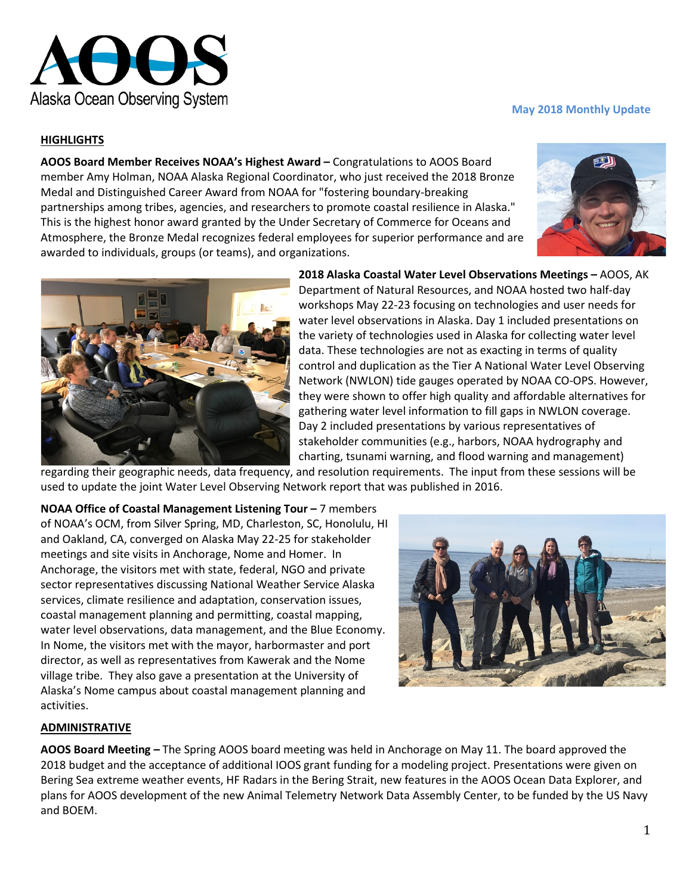AOOS
Alaska Ocean Observing System

**May 2018 Monthly Update**

## HIGHLIGHTS

**AOOS Board Member Receives NOAA's Highest Award –** Congratulations to AOOS Board member Amy Holman, NOAA Alaska Regional Coordinator, who just received the 2018 Bronze Medal and Distinguished Career Award from NOAA for "fostering boundary-breaking partnerships among tribes, agencies, and researchers to promote coastal resilience in Alaska." This is the highest honor award granted by the Under Secretary of Commerce for Oceans and Atmosphere, the Bronze Medal recognizes federal employees for superior performance and are awarded to individuals, groups (or teams), and organizations.

**2018 Alaska Coastal Water Level Observations Meetings –** AOOS, AK Department of Natural Resources, and NOAA hosted two half-day workshops May 22-23 focusing on technologies and user needs for water level observations in Alaska. Day 1 included presentations on the variety of technologies used in Alaska for collecting water level data. These technologies are not as exacting in terms of quality control and duplication as the Tier A National Water Level Observing Network (NWLON) tide gauges operated by NOAA CO-OPS. However, they were shown to offer high quality and affordable alternatives for gathering water level information to fill gaps in NWLON coverage. Day 2 included presentations by various representatives of stakeholder communities (e.g., harbors, NOAA hydrography and charting, tsunami warning, and flood warning and management) regarding their geographic needs, data frequency, and resolution requirements. The input from these sessions will be used to update the joint Water Level Observing Network report that was published in 2016.

**NOAA Office of Coastal Management Listening Tour –** 7 members of NOAA's OCM, from Silver Spring, MD, Charleston, SC, Honolulu, HI and Oakland, CA, converged on Alaska May 22-25 for stakeholder meetings and site visits in Anchorage, Nome and Homer. In Anchorage, the visitors met with state, federal, NGO and private sector representatives discussing National Weather Service Alaska services, climate resilience and adaptation, conservation issues, coastal management planning and permitting, coastal mapping, water level observations, data management, and the Blue Economy. In Nome, the visitors met with the mayor, harbormaster and port director, as well as representatives from Kawerak and the Nome village tribe. They also gave a presentation at the University of Alaska's Nome campus about coastal management planning and activities.

## ADMINISTRATIVE

**AOOS Board Meeting –** The Spring AOOS board meeting was held in Anchorage on May 11. The board approved the 2018 budget and the acceptance of additional IOOS grant funding for a modeling project. Presentations were given on Bering Sea extreme weather events, HF Radars in the Bering Strait, new features in the AOOS Ocean Data Explorer, and plans for AOOS development of the new Animal Telemetry Network Data Assembly Center, to be funded by the US Navy and BOEM.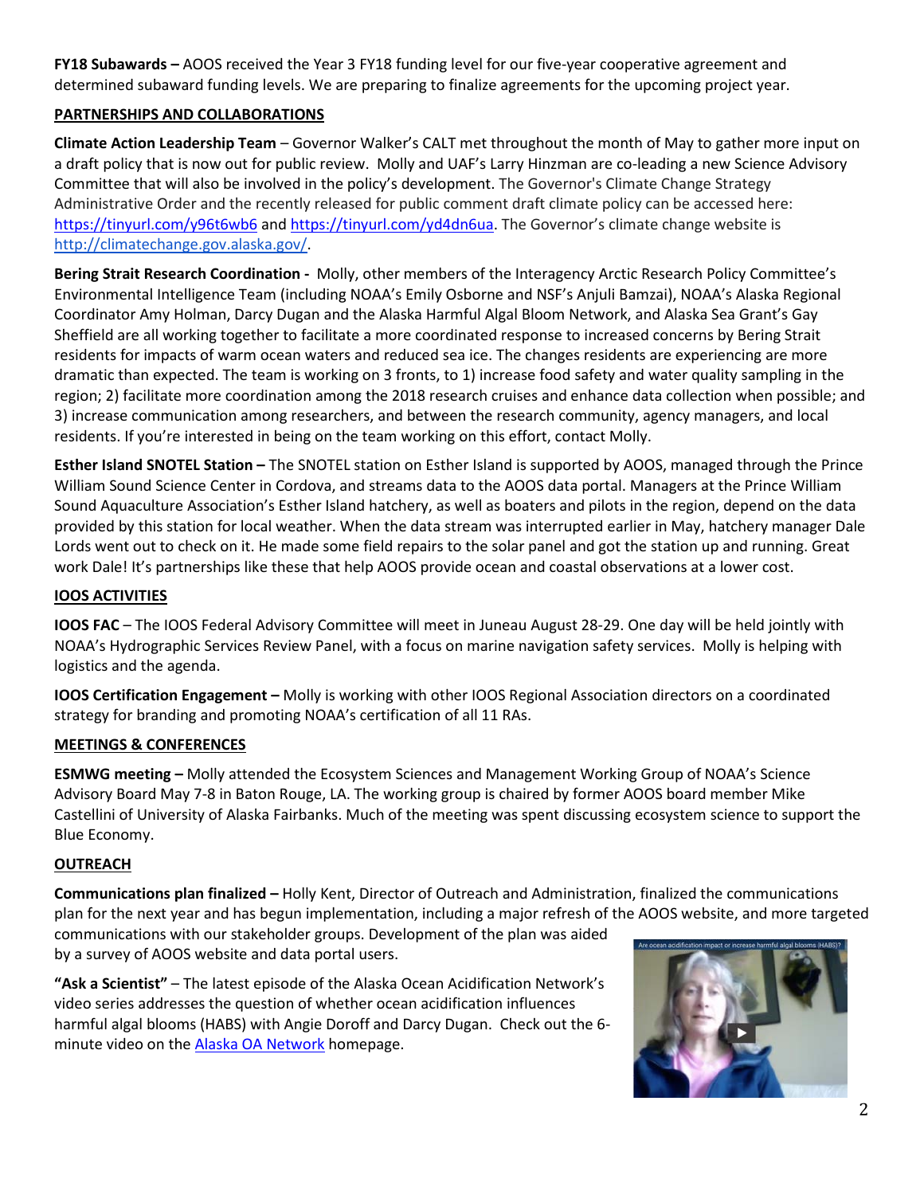**FY18 Subawards –** AOOS received the Year 3 FY18 funding level for our five-year cooperative agreement and determined subaward funding levels. We are preparing to finalize agreements for the upcoming project year.

## PARTNERSHIPS AND COLLABORATIONS

**Climate Action Leadership Team** – Governor Walker's CALT met throughout the month of May to gather more input on a draft policy that is now out for public review. Molly and UAF's Larry Hinzman are co-leading a new Science Advisory Committee that will also be involved in the policy's development. The Governor's Climate Change Strategy Administrative Order and the recently released for public comment draft climate policy can be accessed here: https://tinyurl.com/y96t6wb6 and https://tinyurl.com/yd4dn6ua. The Governor's climate change website is http://climatechange.gov.alaska.gov/.

**Bering Strait Research Coordination -** Molly, other members of the Interagency Arctic Research Policy Committee's Environmental Intelligence Team (including NOAA's Emily Osborne and NSF's Anjuli Bamzai), NOAA's Alaska Regional Coordinator Amy Holman, Darcy Dugan and the Alaska Harmful Algal Bloom Network, and Alaska Sea Grant's Gay Sheffield are all working together to facilitate a more coordinated response to increased concerns by Bering Strait residents for impacts of warm ocean waters and reduced sea ice. The changes residents are experiencing are more dramatic than expected. The team is working on 3 fronts, to 1) increase food safety and water quality sampling in the region; 2) facilitate more coordination among the 2018 research cruises and enhance data collection when possible; and 3) increase communication among researchers, and between the research community, agency managers, and local residents. If you're interested in being on the team working on this effort, contact Molly.

**Esther Island SNOTEL Station –** The SNOTEL station on Esther Island is supported by AOOS, managed through the Prince William Sound Science Center in Cordova, and streams data to the AOOS data portal. Managers at the Prince William Sound Aquaculture Association's Esther Island hatchery, as well as boaters and pilots in the region, depend on the data provided by this station for local weather. When the data stream was interrupted earlier in May, hatchery manager Dale Lords went out to check on it. He made some field repairs to the solar panel and got the station up and running. Great work Dale! It's partnerships like these that help AOOS provide ocean and coastal observations at a lower cost.

## IOOS ACTIVITIES

**IOOS FAC** – The IOOS Federal Advisory Committee will meet in Juneau August 28-29. One day will be held jointly with NOAA's Hydrographic Services Review Panel, with a focus on marine navigation safety services. Molly is helping with logistics and the agenda.

**IOOS Certification Engagement –** Molly is working with other IOOS Regional Association directors on a coordinated strategy for branding and promoting NOAA's certification of all 11 RAs.

## MEETINGS & CONFERENCES

**ESMWG meeting –** Molly attended the Ecosystem Sciences and Management Working Group of NOAA's Science Advisory Board May 7-8 in Baton Rouge, LA. The working group is chaired by former AOOS board member Mike Castellini of University of Alaska Fairbanks. Much of the meeting was spent discussing ecosystem science to support the Blue Economy.

## OUTREACH

**Communications plan finalized –** Holly Kent, Director of Outreach and Administration, finalized the communications plan for the next year and has begun implementation, including a major refresh of the AOOS website, and more targeted communications with our stakeholder groups. Development of the plan was aided by a survey of AOOS website and data portal users.

**"Ask a Scientist"** – The latest episode of the Alaska Ocean Acidification Network's video series addresses the question of whether ocean acidification influences harmful algal blooms (HABS) with Angie Doroff and Darcy Dugan. Check out the 6-minute video on the Alaska OA Network homepage.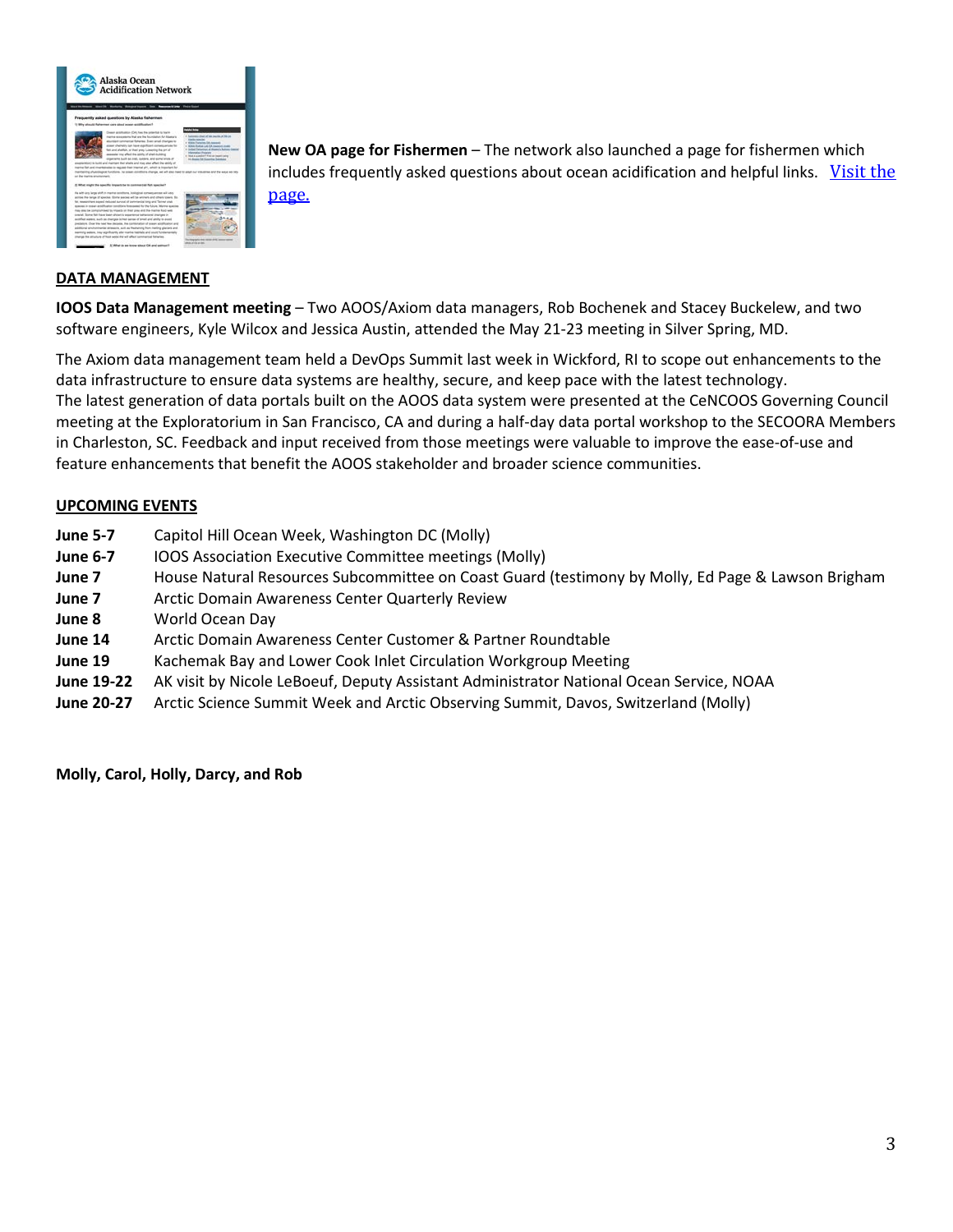**New OA page for Fishermen** – The network also launched a page for fishermen which includes frequently asked questions about ocean acidification and helpful links. [Visit the page.]

## DATA MANAGEMENT

**IOOS Data Management meeting** – Two AOOS/Axiom data managers, Rob Bochenek and Stacey Buckelew, and two software engineers, Kyle Wilcox and Jessica Austin, attended the May 21-23 meeting in Silver Spring, MD.

The Axiom data management team held a DevOps Summit last week in Wickford, RI to scope out enhancements to the data infrastructure to ensure data systems are healthy, secure, and keep pace with the latest technology. The latest generation of data portals built on the AOOS data system were presented at the CeNCOOS Governing Council meeting at the Exploratorium in San Francisco, CA and during a half-day data portal workshop to the SECOORA Members in Charleston, SC. Feedback and input received from those meetings were valuable to improve the ease-of-use and feature enhancements that benefit the AOOS stakeholder and broader science communities.

## UPCOMING EVENTS

| | |
|---|---|
| **June 5-7** | Capitol Hill Ocean Week, Washington DC (Molly) |
| **June 6-7** | IOOS Association Executive Committee meetings (Molly) |
| **June 7** | House Natural Resources Subcommittee on Coast Guard (testimony by Molly, Ed Page & Lawson Brigham |
| **June 7** | Arctic Domain Awareness Center Quarterly Review |
| **June 8** | World Ocean Day |
| **June 14** | Arctic Domain Awareness Center Customer & Partner Roundtable |
| **June 19** | Kachemak Bay and Lower Cook Inlet Circulation Workgroup Meeting |
| **June 19-22** | AK visit by Nicole LeBoeuf, Deputy Assistant Administrator National Ocean Service, NOAA |
| **June 20-27** | Arctic Science Summit Week and Arctic Observing Summit, Davos, Switzerland (Molly) |

**Molly, Carol, Holly, Darcy, and Rob**